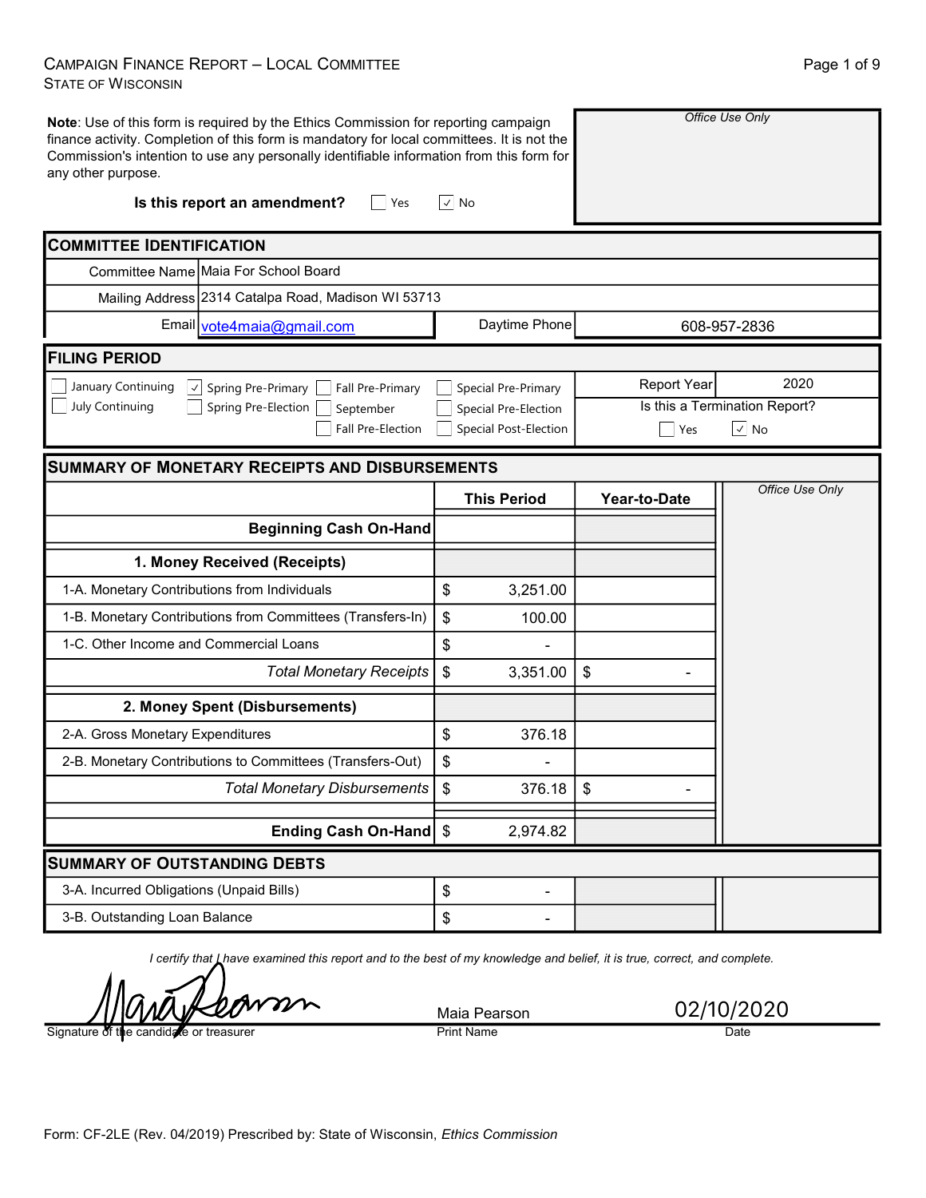# CAMPAIGN FINANCE REPORT – LOCAL COMMITTEE
STATE OF WISCONSIN

**Note**: Use of this form is required by the Ethics Commission for reporting campaign finance activity. Completion of this form is mandatory for local committees. It is not the Commission's intention to use any personally identifiable information from this form for any other purpose.

*Office Use Only*

**Is this report an amendment?** ☐ Yes ☑ No

## COMMITTEE IDENTIFICATION

| | |
|---|---|
| Committee Name | Maia For School Board |
| Mailing Address | 2314 Catalpa Road, Madison WI 53713 |
| Email | vote4maia@gmail.com |
| Daytime Phone | 608-957-2836 |

## FILING PERIOD

☐ January Continuing ☐ July Continuing ☑ Spring Pre-Primary ☐ Spring Pre-Election ☐ Fall Pre-Primary ☐ September ☐ Fall Pre-Election ☐ Special Pre-Primary ☐ Special Pre-Election ☐ Special Post-Election

Report Year: 2020

Is this a Termination Report? ☐ Yes ☑ No

## SUMMARY OF MONETARY RECEIPTS AND DISBURSEMENTS

| | This Period | Year-to-Date |
|---|---|---|
| **Beginning Cash On-Hand** | | |
| **1. Money Received (Receipts)** | | |
| 1-A. Monetary Contributions from Individuals | $ 3,251.00 | |
| 1-B. Monetary Contributions from Committees (Transfers-In) | $ 100.00 | |
| 1-C. Other Income and Commercial Loans | $ - | |
| *Total Monetary Receipts* | $ 3,351.00 | $ - |
| **2. Money Spent (Disbursements)** | | |
| 2-A. Gross Monetary Expenditures | $ 376.18 | |
| 2-B. Monetary Contributions to Committees (Transfers-Out) | $ - | |
| *Total Monetary Disbursements* | $ 376.18 | $ - |
| **Ending Cash On-Hand** | $ 2,974.82 | |

*Office Use Only*

## SUMMARY OF OUTSTANDING DEBTS

| | |
|---|---|
| 3-A. Incurred Obligations (Unpaid Bills) | $ - |
| 3-B. Outstanding Loan Balance | $ - |

*I certify that I have examined this report and to the best of my knowledge and belief, it is true, correct, and complete.*

| Signature of the candidate or treasurer | Print Name | Date |
|---|---|---|
| (signed) | Maia Pearson | 02/10/2020 |

Form: CF-2LE (Rev. 04/2019) Prescribed by: State of Wisconsin, *Ethics Commission*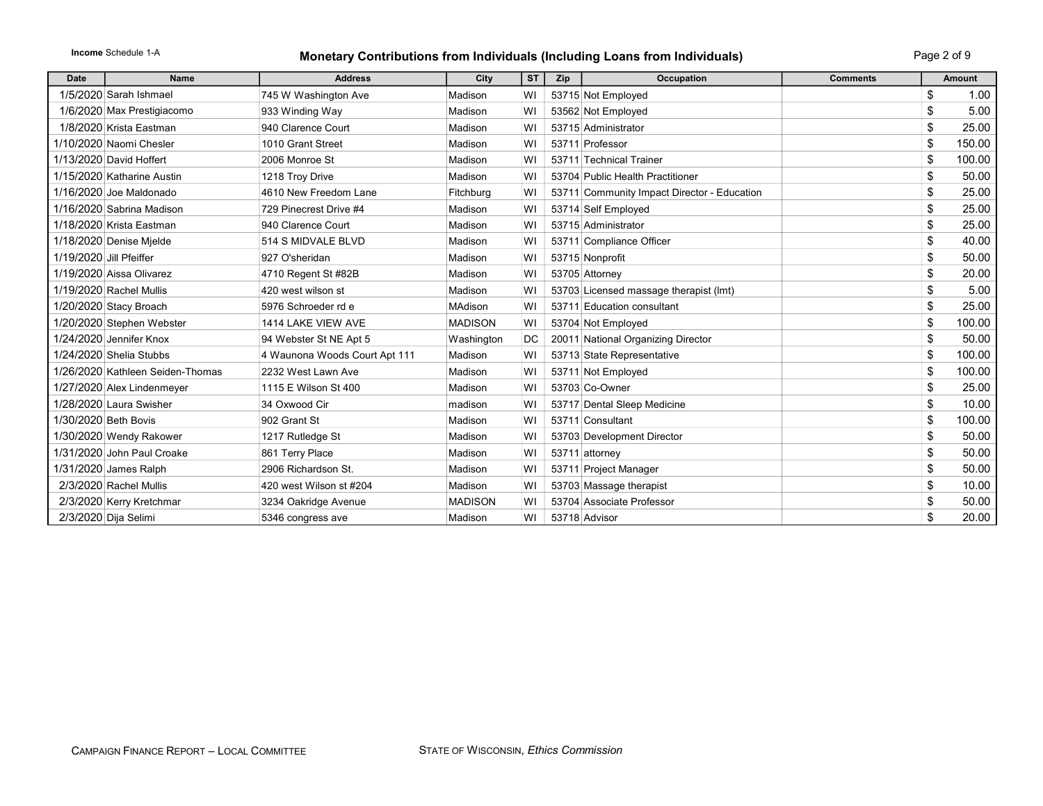**Income** Schedule 1-A

# Monetary Contributions from Individuals (Including Loans from Individuals)

| Date | Name | Address | City | ST | Zip | Occupation | Comments | Amount |
|---|---|---|---|---|---|---|---|---|
| 1/5/2020 | Sarah Ishmael | 745 W Washington Ave | Madison | WI | 53715 | Not Employed | | $ 1.00 |
| 1/6/2020 | Max Prestigiacomo | 933 Winding Way | Madison | WI | 53562 | Not Employed | | $ 5.00 |
| 1/8/2020 | Krista Eastman | 940 Clarence Court | Madison | WI | 53715 | Administrator | | $ 25.00 |
| 1/10/2020 | Naomi Chesler | 1010 Grant Street | Madison | WI | 53711 | Professor | | $ 150.00 |
| 1/13/2020 | David Hoffert | 2006 Monroe St | Madison | WI | 53711 | Technical Trainer | | $ 100.00 |
| 1/15/2020 | Katharine Austin | 1218 Troy Drive | Madison | WI | 53704 | Public Health Practitioner | | $ 50.00 |
| 1/16/2020 | Joe Maldonado | 4610 New Freedom Lane | Fitchburg | WI | 53711 | Community Impact Director - Education | | $ 25.00 |
| 1/16/2020 | Sabrina Madison | 729 Pinecrest Drive #4 | Madison | WI | 53714 | Self Employed | | $ 25.00 |
| 1/18/2020 | Krista Eastman | 940 Clarence Court | Madison | WI | 53715 | Administrator | | $ 25.00 |
| 1/18/2020 | Denise Mjelde | 514 S MIDVALE BLVD | Madison | WI | 53711 | Compliance Officer | | $ 40.00 |
| 1/19/2020 | Jill Pfeiffer | 927 O'sheridan | Madison | WI | 53715 | Nonprofit | | $ 50.00 |
| 1/19/2020 | Aissa Olivarez | 4710 Regent St #82B | Madison | WI | 53705 | Attorney | | $ 20.00 |
| 1/19/2020 | Rachel Mullis | 420 west wilson st | Madison | WI | 53703 | Licensed massage therapist (lmt) | | $ 5.00 |
| 1/20/2020 | Stacy Broach | 5976 Schroeder rd e | MAdison | WI | 53711 | Education consultant | | $ 25.00 |
| 1/20/2020 | Stephen Webster | 1414 LAKE VIEW AVE | MADISON | WI | 53704 | Not Employed | | $ 100.00 |
| 1/24/2020 | Jennifer Knox | 94 Webster St NE Apt 5 | Washington | DC | 20011 | National Organizing Director | | $ 50.00 |
| 1/24/2020 | Shelia Stubbs | 4 Waunona Woods Court Apt 111 | Madison | WI | 53713 | State Representative | | $ 100.00 |
| 1/26/2020 | Kathleen Seiden-Thomas | 2232 West Lawn Ave | Madison | WI | 53711 | Not Employed | | $ 100.00 |
| 1/27/2020 | Alex Lindenmeyer | 1115 E Wilson St 400 | Madison | WI | 53703 | Co-Owner | | $ 25.00 |
| 1/28/2020 | Laura Swisher | 34 Oxwood Cir | madison | WI | 53717 | Dental Sleep Medicine | | $ 10.00 |
| 1/30/2020 | Beth Bovis | 902 Grant St | Madison | WI | 53711 | Consultant | | $ 100.00 |
| 1/30/2020 | Wendy Rakower | 1217 Rutledge St | Madison | WI | 53703 | Development Director | | $ 50.00 |
| 1/31/2020 | John Paul Croake | 861 Terry Place | Madison | WI | 53711 | attorney | | $ 50.00 |
| 1/31/2020 | James Ralph | 2906 Richardson St. | Madison | WI | 53711 | Project Manager | | $ 50.00 |
| 2/3/2020 | Rachel Mullis | 420 west Wilson st #204 | Madison | WI | 53703 | Massage therapist | | $ 10.00 |
| 2/3/2020 | Kerry Kretchmar | 3234 Oakridge Avenue | MADISON | WI | 53704 | Associate Professor | | $ 50.00 |
| 2/3/2020 | Dija Selimi | 5346 congress ave | Madison | WI | 53718 | Advisor | | $ 20.00 |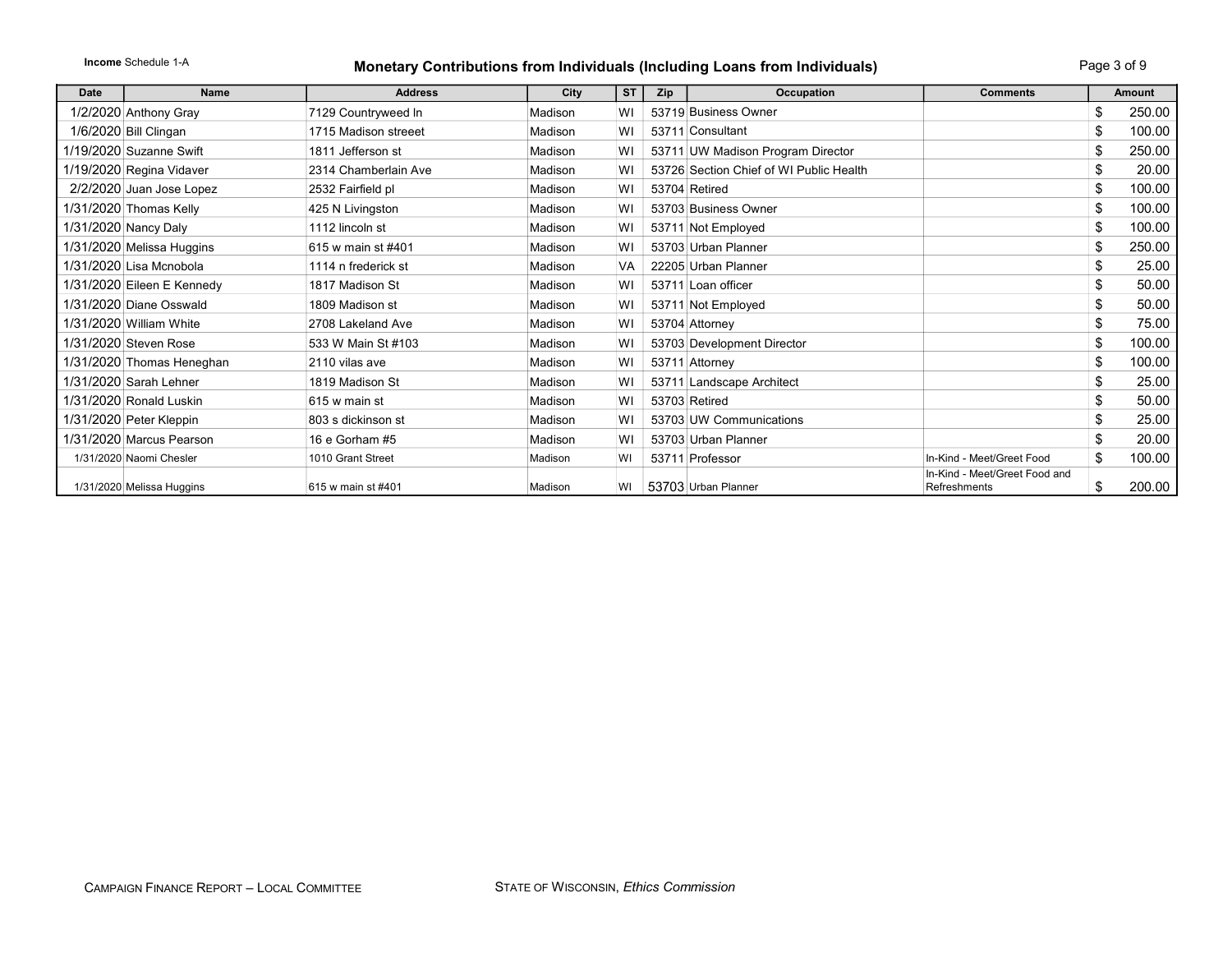**Income** Schedule 1-A

## Monetary Contributions from Individuals (Including Loans from Individuals)

| Date | Name | Address | City | ST | Zip | Occupation | Comments | Amount |
|---|---|---|---|---|---|---|---|---|
| 1/2/2020 | Anthony Gray | 7129 Countryweed ln | Madison | WI | 53719 | Business Owner | | $ 250.00 |
| 1/6/2020 | Bill Clingan | 1715 Madison streeet | Madison | WI | 53711 | Consultant | | $ 100.00 |
| 1/19/2020 | Suzanne Swift | 1811 Jefferson st | Madison | WI | 53711 | UW Madison Program Director | | $ 250.00 |
| 1/19/2020 | Regina Vidaver | 2314 Chamberlain Ave | Madison | WI | 53726 | Section Chief of WI Public Health | | $ 20.00 |
| 2/2/2020 | Juan Jose Lopez | 2532 Fairfield pl | Madison | WI | 53704 | Retired | | $ 100.00 |
| 1/31/2020 | Thomas Kelly | 425 N Livingston | Madison | WI | 53703 | Business Owner | | $ 100.00 |
| 1/31/2020 | Nancy Daly | 1112 lincoln st | Madison | WI | 53711 | Not Employed | | $ 100.00 |
| 1/31/2020 | Melissa Huggins | 615 w main st #401 | Madison | WI | 53703 | Urban Planner | | $ 250.00 |
| 1/31/2020 | Lisa Mcnobola | 1114 n frederick st | Madison | VA | 22205 | Urban Planner | | $ 25.00 |
| 1/31/2020 | Eileen E Kennedy | 1817 Madison St | Madison | WI | 53711 | Loan officer | | $ 50.00 |
| 1/31/2020 | Diane Osswald | 1809 Madison st | Madison | WI | 53711 | Not Employed | | $ 50.00 |
| 1/31/2020 | William White | 2708 Lakeland Ave | Madison | WI | 53704 | Attorney | | $ 75.00 |
| 1/31/2020 | Steven Rose | 533 W Main St #103 | Madison | WI | 53703 | Development Director | | $ 100.00 |
| 1/31/2020 | Thomas Heneghan | 2110 vilas ave | Madison | WI | 53711 | Attorney | | $ 100.00 |
| 1/31/2020 | Sarah Lehner | 1819 Madison St | Madison | WI | 53711 | Landscape Architect | | $ 25.00 |
| 1/31/2020 | Ronald Luskin | 615 w main st | Madison | WI | 53703 | Retired | | $ 50.00 |
| 1/31/2020 | Peter Kleppin | 803 s dickinson st | Madison | WI | 53703 | UW Communications | | $ 25.00 |
| 1/31/2020 | Marcus Pearson | 16 e Gorham #5 | Madison | WI | 53703 | Urban Planner | | $ 20.00 |
| 1/31/2020 | Naomi Chesler | 1010 Grant Street | Madison | WI | 53711 | Professor | In-Kind - Meet/Greet Food | $ 100.00 |
| 1/31/2020 | Melissa Huggins | 615 w main st #401 | Madison | WI | 53703 | Urban Planner | In-Kind - Meet/Greet Food and Refreshments | $ 200.00 |

CAMPAIGN FINANCE REPORT – LOCAL COMMITTEE

STATE OF WISCONSIN, *Ethics Commission*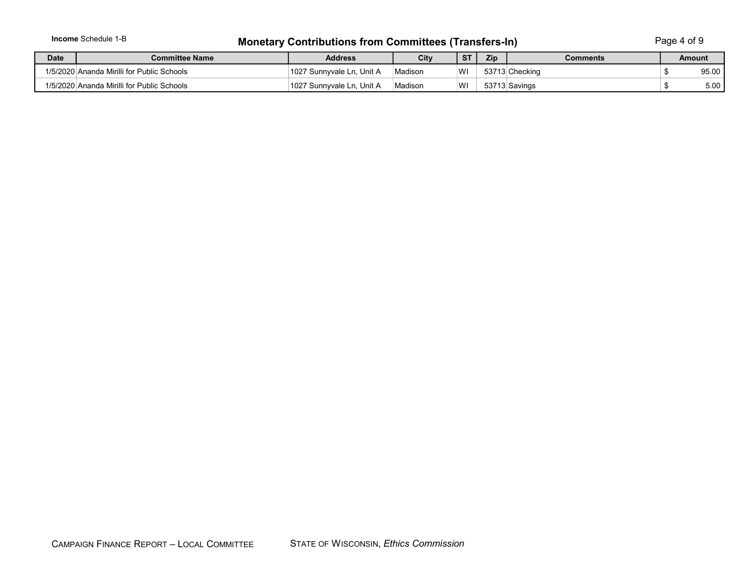**Income** Schedule 1-B

# Monetary Contributions from Committees (Transfers-In)

| Date | Committee Name | Address | City | ST | Zip | Comments | Amount |
|---|---|---|---|---|---|---|---|
| 1/5/2020 | Ananda Mirilli for Public Schools | 1027 Sunnyvale Ln, Unit A | Madison | WI | 53713 | Checking | $ 95.00 |
| 1/5/2020 | Ananda Mirilli for Public Schools | 1027 Sunnyvale Ln, Unit A | Madison | WI | 53713 | Savings | $ 5.00 |

CAMPAIGN FINANCE REPORT – LOCAL COMMITTEE    STATE OF WISCONSIN, *Ethics Commission*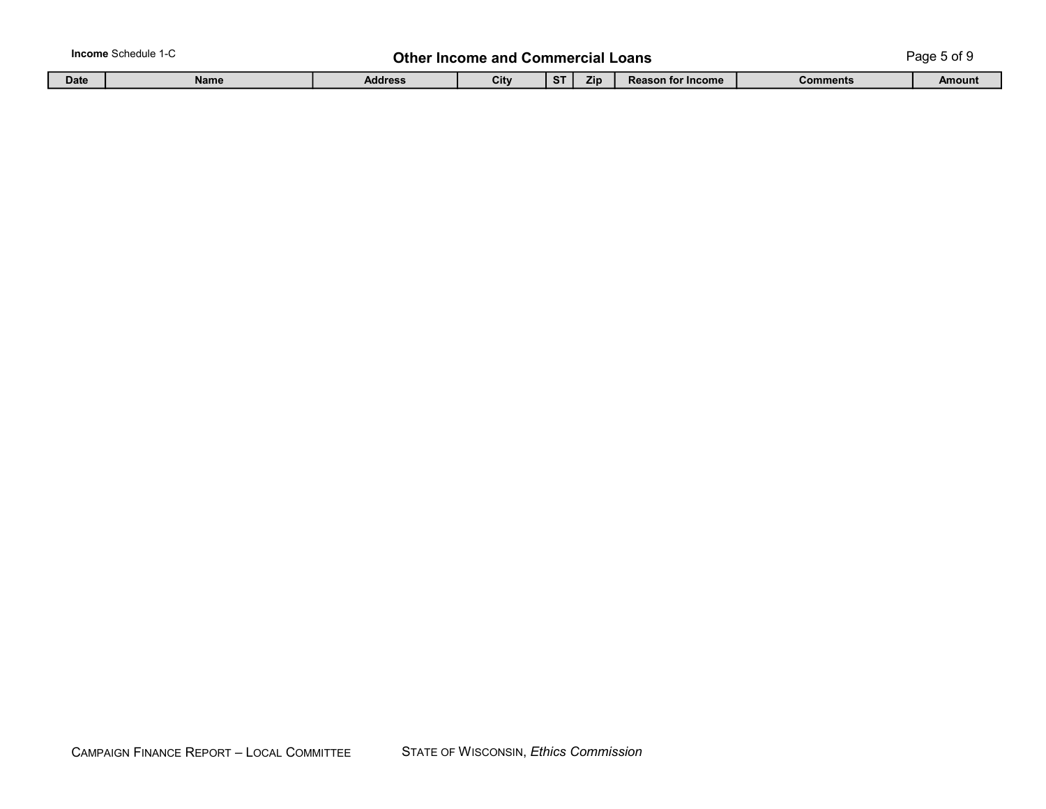**Income** Schedule 1-C

# Other Income and Commercial Loans

| Date | Name | Address | City | ST | Zip | Reason for Income | Comments | Amount |
|---|---|---|---|---|---|---|---|---|

CAMPAIGN FINANCE REPORT – LOCAL COMMITTEE    STATE OF WISCONSIN, *Ethics Commission*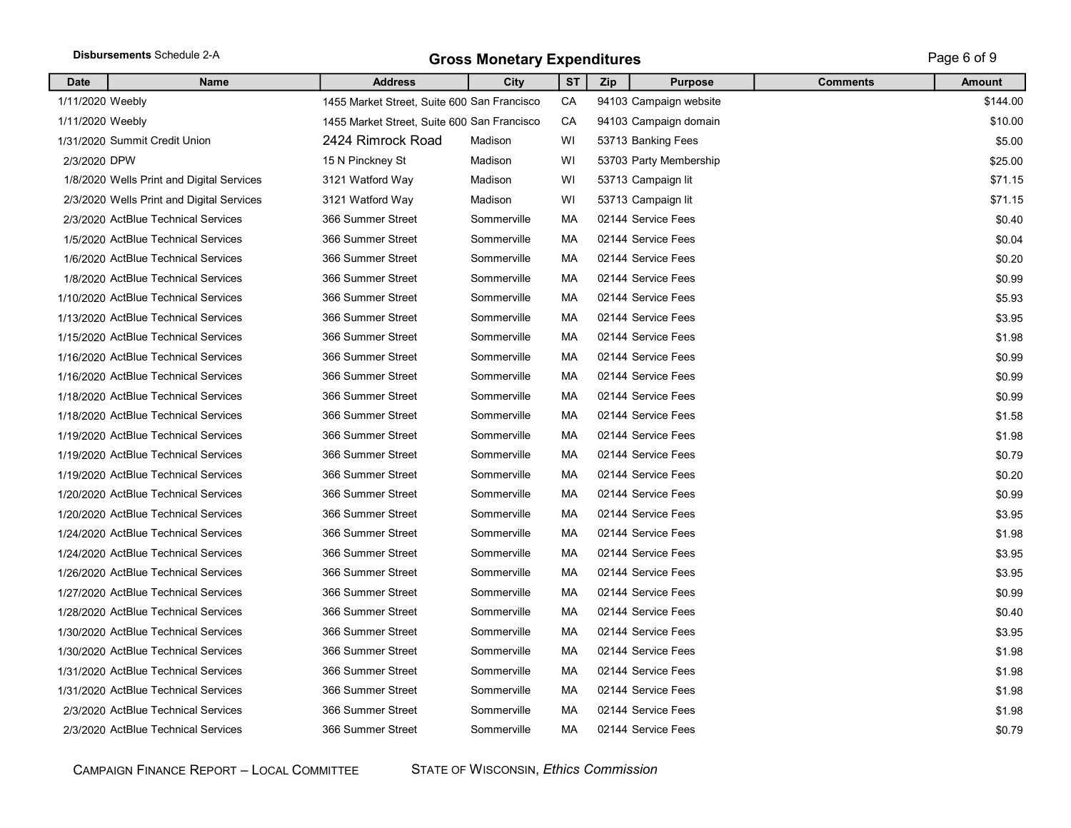**Disbursements** Schedule 2-A

## Gross Monetary Expenditures

| Date | Name | Address | City | ST | Zip | Purpose | Comments | Amount |
|---|---|---|---|---|---|---|---|---|
| 1/11/2020 | Weebly | 1455 Market Street, Suite 600 | San Francisco | CA | 94103 | Campaign website | | $144.00 |
| 1/11/2020 | Weebly | 1455 Market Street, Suite 600 | San Francisco | CA | 94103 | Campaign domain | | $10.00 |
| 1/31/2020 | Summit Credit Union | 2424 Rimrock Road | Madison | WI | 53713 | Banking Fees | | $5.00 |
| 2/3/2020 | DPW | 15 N Pinckney St | Madison | WI | 53703 | Party Membership | | $25.00 |
| 1/8/2020 | Wells Print and Digital Services | 3121 Watford Way | Madison | WI | 53713 | Campaign lit | | $71.15 |
| 2/3/2020 | Wells Print and Digital Services | 3121 Watford Way | Madison | WI | 53713 | Campaign lit | | $71.15 |
| 2/3/2020 | ActBlue Technical Services | 366 Summer Street | Sommerville | MA | 02144 | Service Fees | | $0.40 |
| 1/5/2020 | ActBlue Technical Services | 366 Summer Street | Sommerville | MA | 02144 | Service Fees | | $0.04 |
| 1/6/2020 | ActBlue Technical Services | 366 Summer Street | Sommerville | MA | 02144 | Service Fees | | $0.20 |
| 1/8/2020 | ActBlue Technical Services | 366 Summer Street | Sommerville | MA | 02144 | Service Fees | | $0.99 |
| 1/10/2020 | ActBlue Technical Services | 366 Summer Street | Sommerville | MA | 02144 | Service Fees | | $5.93 |
| 1/13/2020 | ActBlue Technical Services | 366 Summer Street | Sommerville | MA | 02144 | Service Fees | | $3.95 |
| 1/15/2020 | ActBlue Technical Services | 366 Summer Street | Sommerville | MA | 02144 | Service Fees | | $1.98 |
| 1/16/2020 | ActBlue Technical Services | 366 Summer Street | Sommerville | MA | 02144 | Service Fees | | $0.99 |
| 1/16/2020 | ActBlue Technical Services | 366 Summer Street | Sommerville | MA | 02144 | Service Fees | | $0.99 |
| 1/18/2020 | ActBlue Technical Services | 366 Summer Street | Sommerville | MA | 02144 | Service Fees | | $0.99 |
| 1/18/2020 | ActBlue Technical Services | 366 Summer Street | Sommerville | MA | 02144 | Service Fees | | $1.58 |
| 1/19/2020 | ActBlue Technical Services | 366 Summer Street | Sommerville | MA | 02144 | Service Fees | | $1.98 |
| 1/19/2020 | ActBlue Technical Services | 366 Summer Street | Sommerville | MA | 02144 | Service Fees | | $0.79 |
| 1/19/2020 | ActBlue Technical Services | 366 Summer Street | Sommerville | MA | 02144 | Service Fees | | $0.20 |
| 1/20/2020 | ActBlue Technical Services | 366 Summer Street | Sommerville | MA | 02144 | Service Fees | | $0.99 |
| 1/20/2020 | ActBlue Technical Services | 366 Summer Street | Sommerville | MA | 02144 | Service Fees | | $3.95 |
| 1/24/2020 | ActBlue Technical Services | 366 Summer Street | Sommerville | MA | 02144 | Service Fees | | $1.98 |
| 1/24/2020 | ActBlue Technical Services | 366 Summer Street | Sommerville | MA | 02144 | Service Fees | | $3.95 |
| 1/26/2020 | ActBlue Technical Services | 366 Summer Street | Sommerville | MA | 02144 | Service Fees | | $3.95 |
| 1/27/2020 | ActBlue Technical Services | 366 Summer Street | Sommerville | MA | 02144 | Service Fees | | $0.99 |
| 1/28/2020 | ActBlue Technical Services | 366 Summer Street | Sommerville | MA | 02144 | Service Fees | | $0.40 |
| 1/30/2020 | ActBlue Technical Services | 366 Summer Street | Sommerville | MA | 02144 | Service Fees | | $3.95 |
| 1/30/2020 | ActBlue Technical Services | 366 Summer Street | Sommerville | MA | 02144 | Service Fees | | $1.98 |
| 1/31/2020 | ActBlue Technical Services | 366 Summer Street | Sommerville | MA | 02144 | Service Fees | | $1.98 |
| 1/31/2020 | ActBlue Technical Services | 366 Summer Street | Sommerville | MA | 02144 | Service Fees | | $1.98 |
| 2/3/2020 | ActBlue Technical Services | 366 Summer Street | Sommerville | MA | 02144 | Service Fees | | $1.98 |
| 2/3/2020 | ActBlue Technical Services | 366 Summer Street | Sommerville | MA | 02144 | Service Fees | | $0.79 |

CAMPAIGN FINANCE REPORT – LOCAL COMMITTEE    STATE OF WISCONSIN, *Ethics Commission*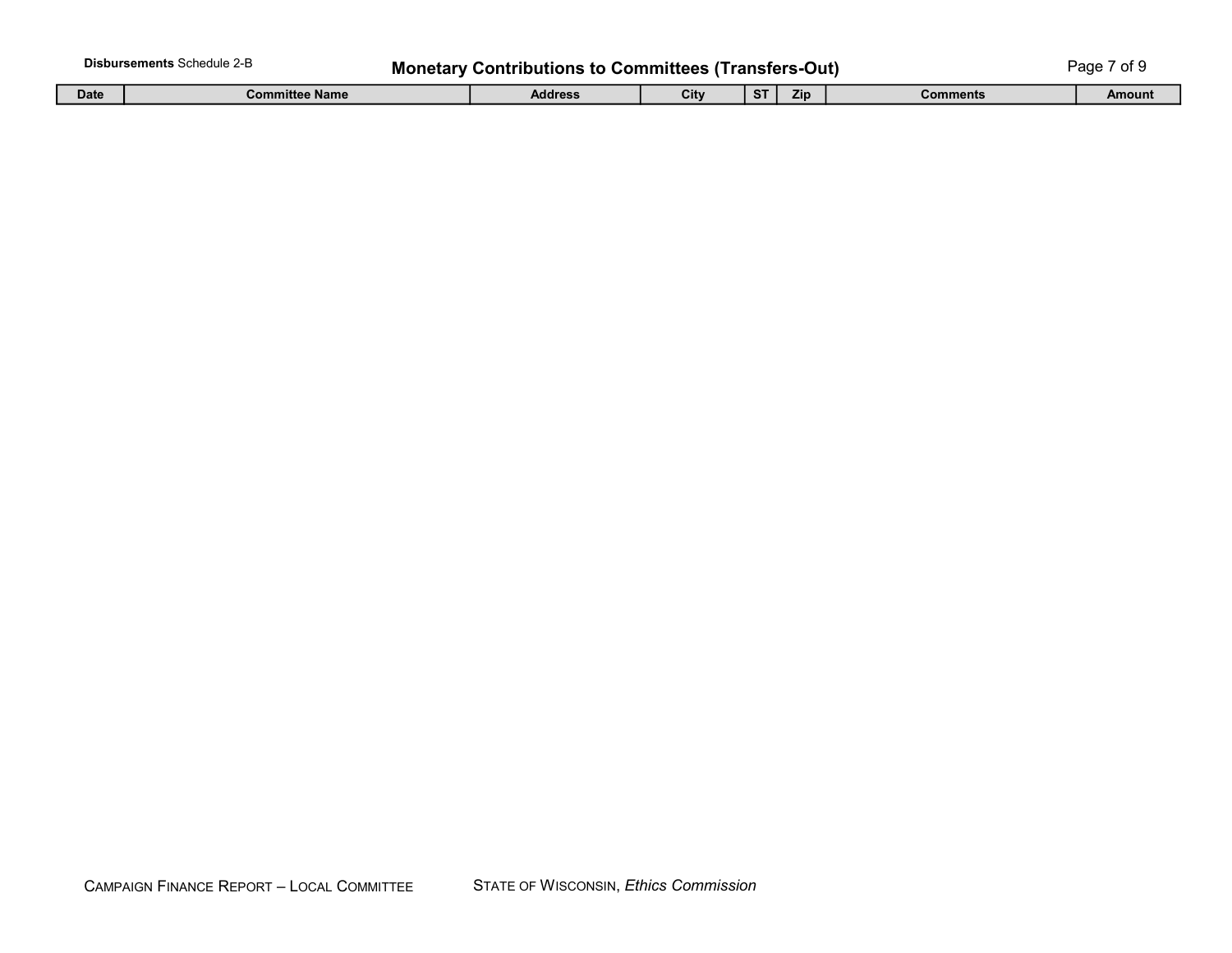**Disbursements** Schedule 2-B

## Monetary Contributions to Committees (Transfers-Out)

| Date | Committee Name | Address | City | ST | Zip | Comments | Amount |
|---|---|---|---|---|---|---|---|

CAMPAIGN FINANCE REPORT – LOCAL COMMITTEE STATE OF WISCONSIN, *Ethics Commission*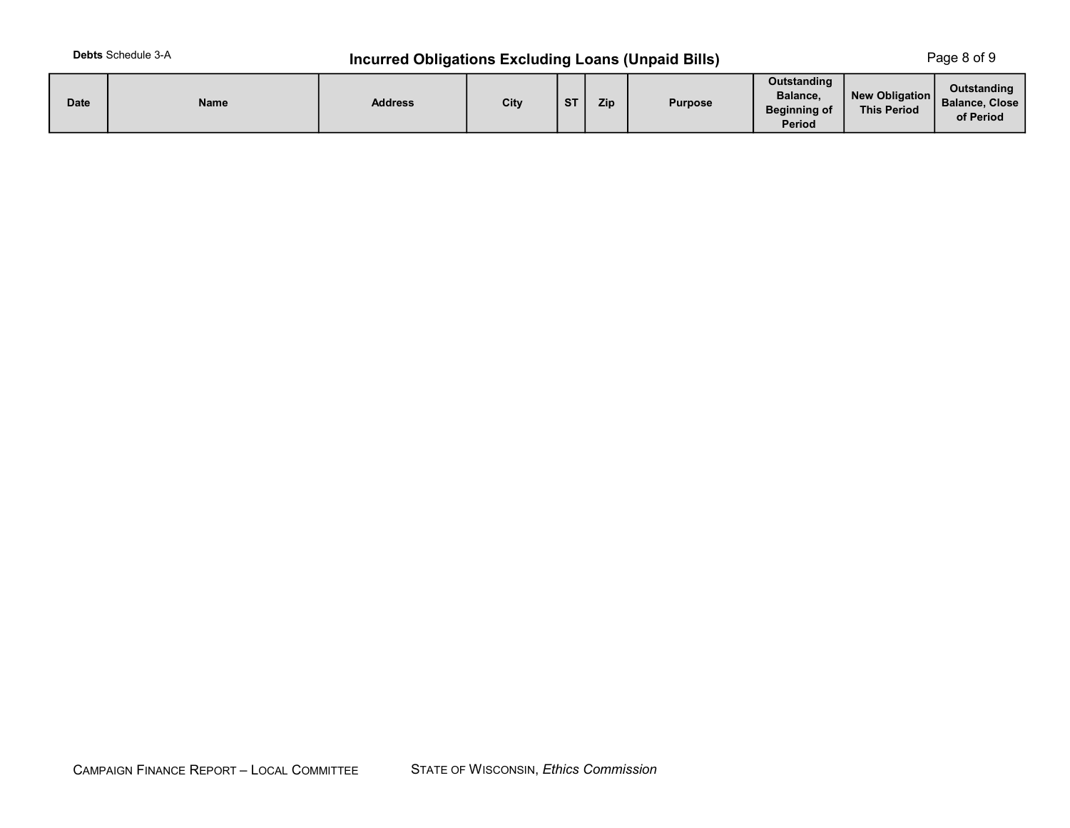**Debts** Schedule 3-A

## Incurred Obligations Excluding Loans (Unpaid Bills)

| Date | Name | Address | City | ST | Zip | Purpose | Outstanding Balance, Beginning of Period | New Obligation This Period | Outstanding Balance, Close of Period |
|---|---|---|---|---|---|---|---|---|---|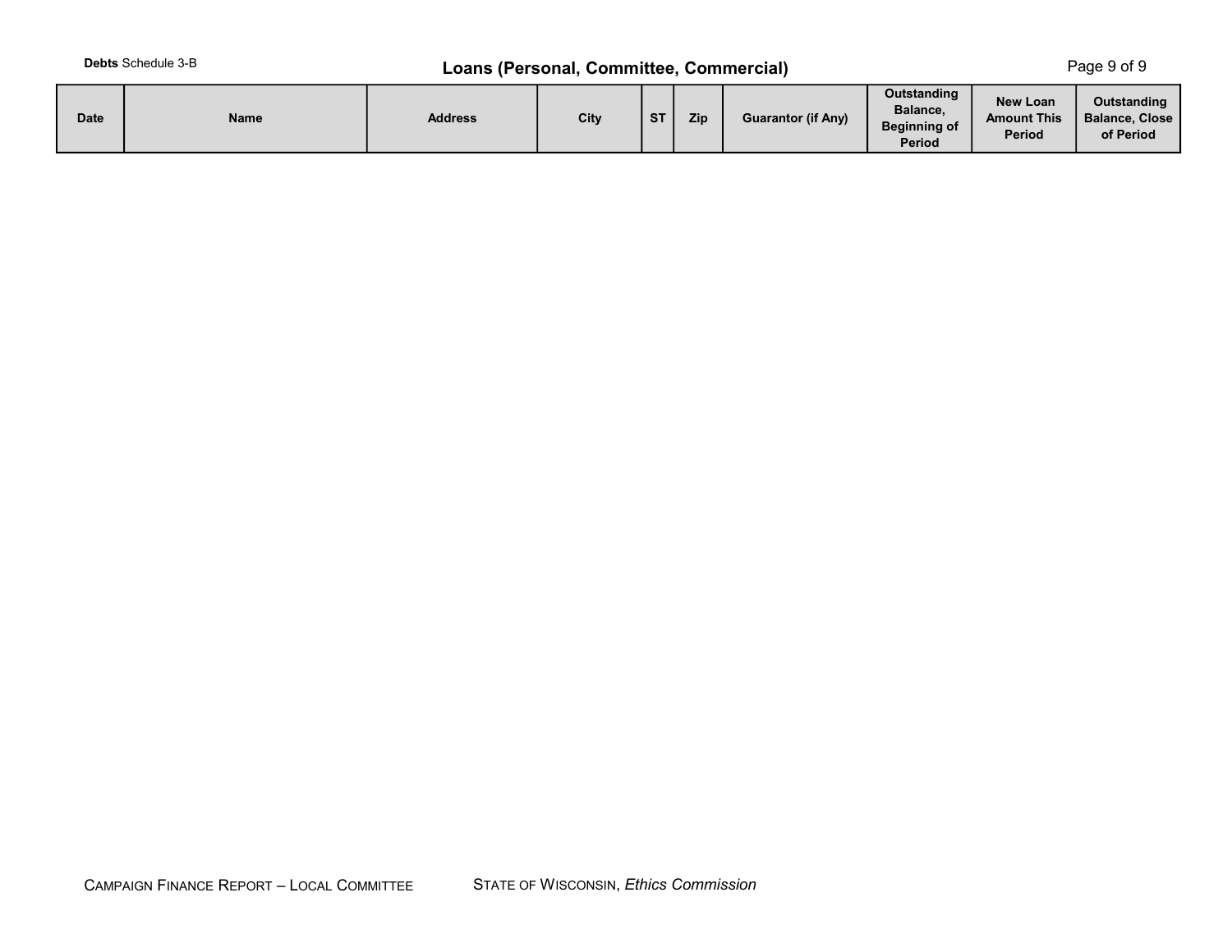**Debts** Schedule 3-B

## Loans (Personal, Committee, Commercial)

| Date | Name | Address | City | ST | Zip | Guarantor (if Any) | Outstanding Balance, Beginning of Period | New Loan Amount This Period | Outstanding Balance, Close of Period |
|---|---|---|---|---|---|---|---|---|---|